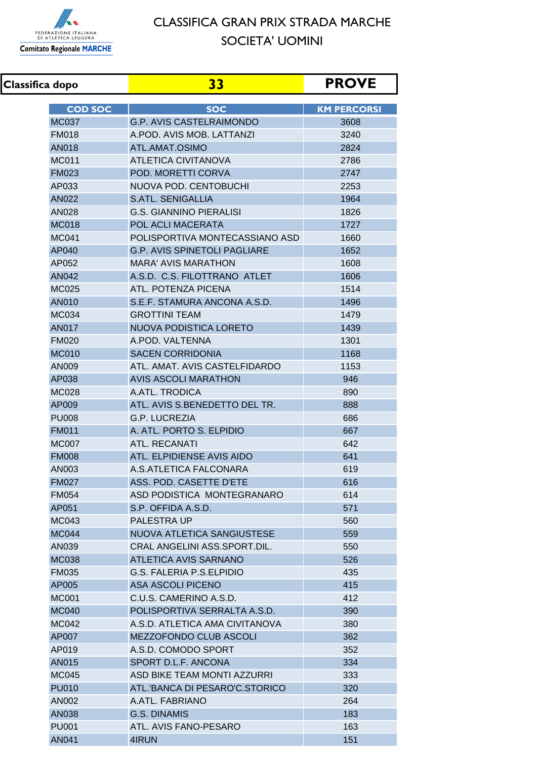FEDERAZIONE ITALIANA DI ATLETICA LEGGERA
Comitato Regionale MARCHE

# CLASSIFICA GRAN PRIX STRADA MARCHE
## SOCIETA' UOMINI

| Classifica dopo | 33 | PROVE |
|---|---|---|

| COD SOC | SOC | KM PERCORSI |
|---|---|---|
| MC037 | G.P. AVIS CASTELRAIMONDO | 3608 |
| FM018 | A.POD. AVIS MOB. LATTANZI | 3240 |
| AN018 | ATL.AMAT.OSIMO | 2824 |
| MC011 | ATLETICA CIVITANOVA | 2786 |
| FM023 | POD. MORETTI CORVA | 2747 |
| AP033 | NUOVA POD. CENTOBUCHI | 2253 |
| AN022 | S.ATL. SENIGALLIA | 1964 |
| AN028 | G.S. GIANNINO PIERALISI | 1826 |
| MC018 | POL ACLI MACERATA | 1727 |
| MC041 | POLISPORTIVA MONTECASSIANO ASD | 1660 |
| AP040 | G.P. AVIS SPINETOLI PAGLIARE | 1652 |
| AP052 | MARA' AVIS MARATHON | 1608 |
| AN042 | A.S.D. C.S. FILOTTRANO ATLET | 1606 |
| MC025 | ATL. POTENZA PICENA | 1514 |
| AN010 | S.E.F. STAMURA ANCONA A.S.D. | 1496 |
| MC034 | GROTTINI TEAM | 1479 |
| AN017 | NUOVA PODISTICA LORETO | 1439 |
| FM020 | A.POD. VALTENNA | 1301 |
| MC010 | SACEN CORRIDONIA | 1168 |
| AN009 | ATL. AMAT. AVIS CASTELFIDARDO | 1153 |
| AP038 | AVIS ASCOLI MARATHON | 946 |
| MC028 | A.ATL. TRODICA | 890 |
| AP009 | ATL. AVIS S.BENEDETTO DEL TR. | 888 |
| PU008 | G.P. LUCREZIA | 686 |
| FM011 | A. ATL. PORTO S. ELPIDIO | 667 |
| MC007 | ATL. RECANATI | 642 |
| FM008 | ATL. ELPIDIENSE AVIS AIDO | 641 |
| AN003 | A.S.ATLETICA FALCONARA | 619 |
| FM027 | ASS. POD. CASETTE D'ETE | 616 |
| FM054 | ASD PODISTICA MONTEGRANARO | 614 |
| AP051 | S.P. OFFIDA A.S.D. | 571 |
| MC043 | PALESTRA UP | 560 |
| MC044 | NUOVA ATLETICA SANGIUSTESE | 559 |
| AN039 | CRAL ANGELINI ASS.SPORT.DIL. | 550 |
| MC038 | ATLETICA AVIS SARNANO | 526 |
| FM035 | G.S. FALERIA P.S.ELPIDIO | 435 |
| AP005 | ASA ASCOLI PICENO | 415 |
| MC001 | C.U.S. CAMERINO A.S.D. | 412 |
| MC040 | POLISPORTIVA SERRALTA A.S.D. | 390 |
| MC042 | A.S.D. ATLETICA AMA CIVITANOVA | 380 |
| AP007 | MEZZOFONDO CLUB ASCOLI | 362 |
| AP019 | A.S.D. COMODO SPORT | 352 |
| AN015 | SPORT D.L.F. ANCONA | 334 |
| MC045 | ASD BIKE TEAM MONTI AZZURRI | 333 |
| PU010 | ATL.'BANCA DI PESARO'C.STORICO | 320 |
| AN002 | A.ATL. FABRIANO | 264 |
| AN038 | G.S. DINAMIS | 183 |
| PU001 | ATL. AVIS FANO-PESARO | 163 |
| AN041 | 4IRUN | 151 |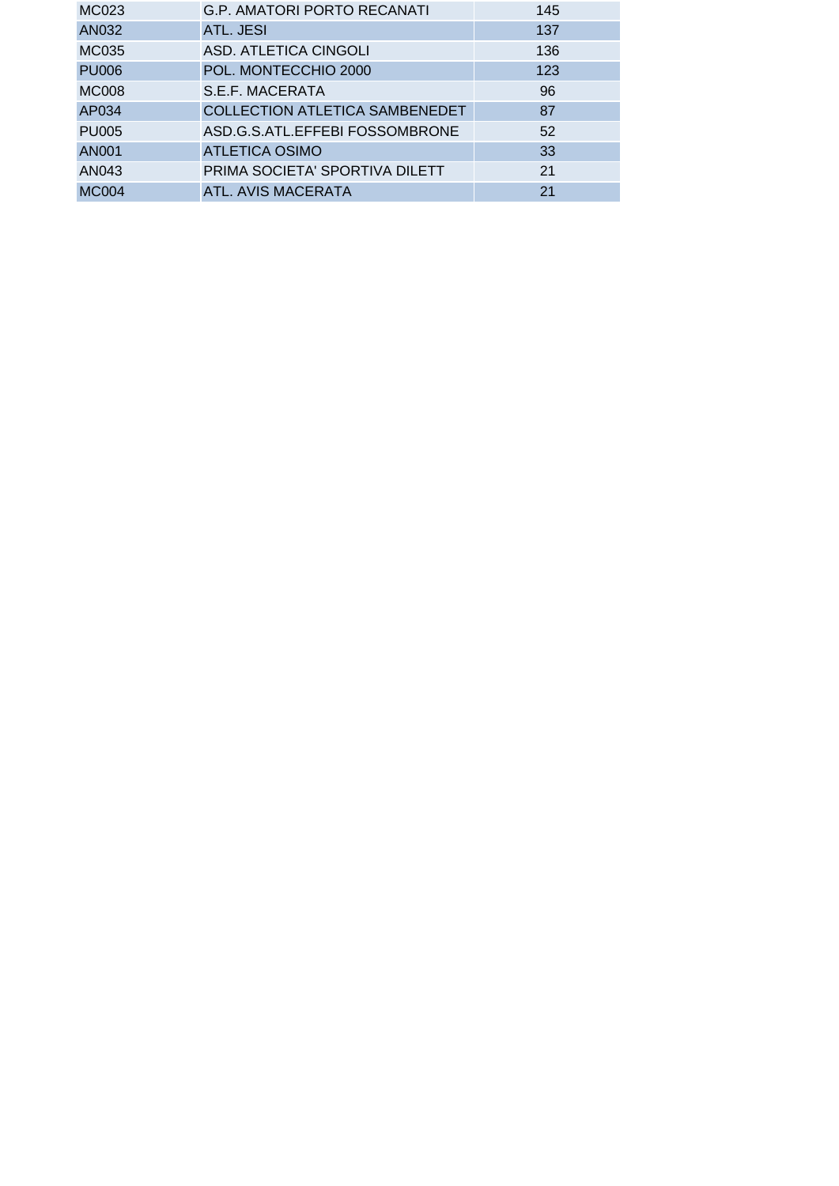| | | |
|---|---|---|
| MC023 | G.P. AMATORI PORTO RECANATI | 145 |
| AN032 | ATL. JESI | 137 |
| MC035 | ASD. ATLETICA CINGOLI | 136 |
| PU006 | POL. MONTECCHIO 2000 | 123 |
| MC008 | S.E.F. MACERATA | 96 |
| AP034 | COLLECTION ATLETICA SAMBENEDET | 87 |
| PU005 | ASD.G.S.ATL.EFFEBI FOSSOMBRONE | 52 |
| AN001 | ATLETICA OSIMO | 33 |
| AN043 | PRIMA SOCIETA' SPORTIVA DILETT | 21 |
| MC004 | ATL. AVIS MACERATA | 21 |